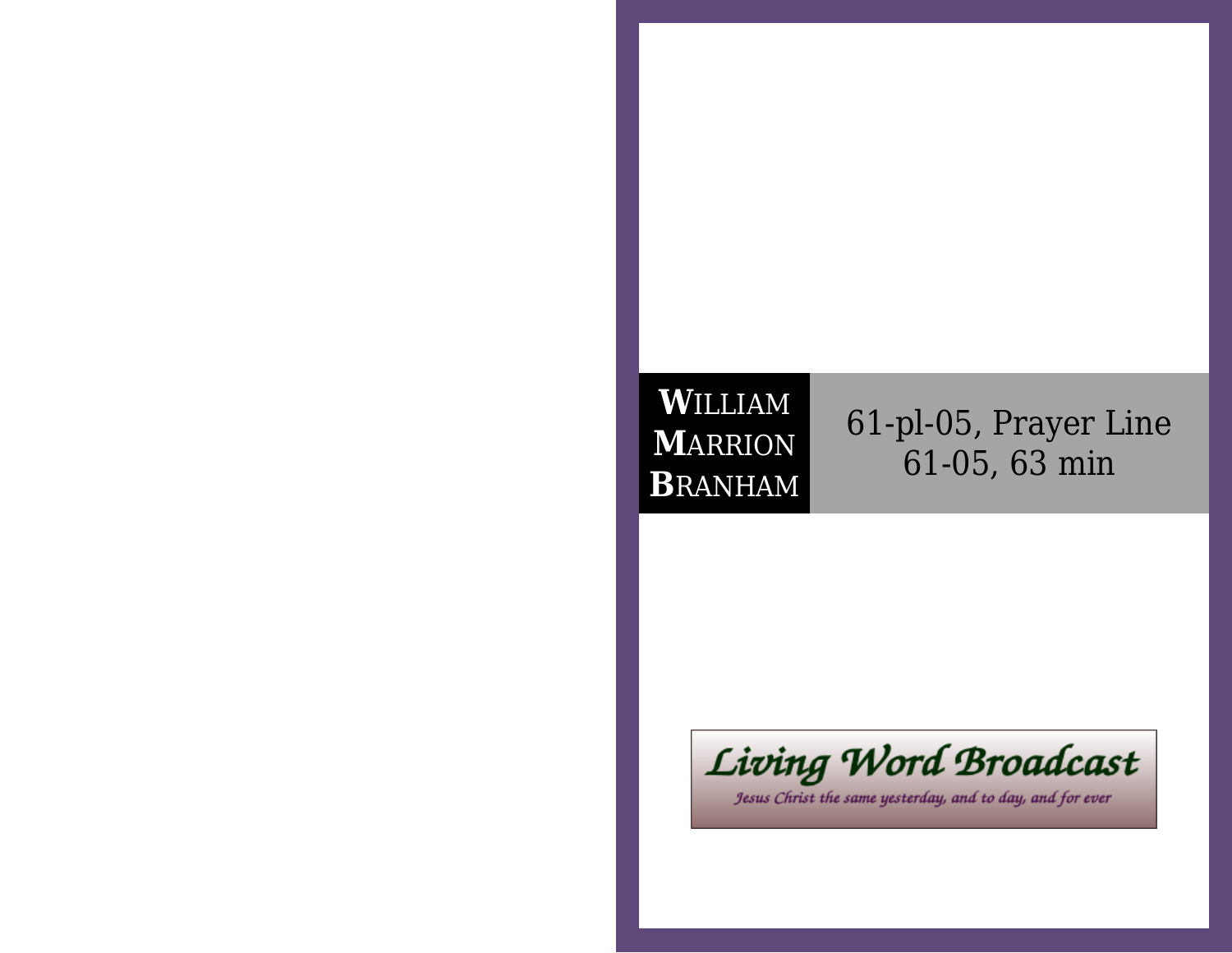**W**ILLIAM
**M**ARRION
**B**RANHAM

# 61-pl-05, Prayer Line

61-05, 63 min

*Living Word Broadcast*

*Jesus Christ the same yesterday, and to day, and for ever*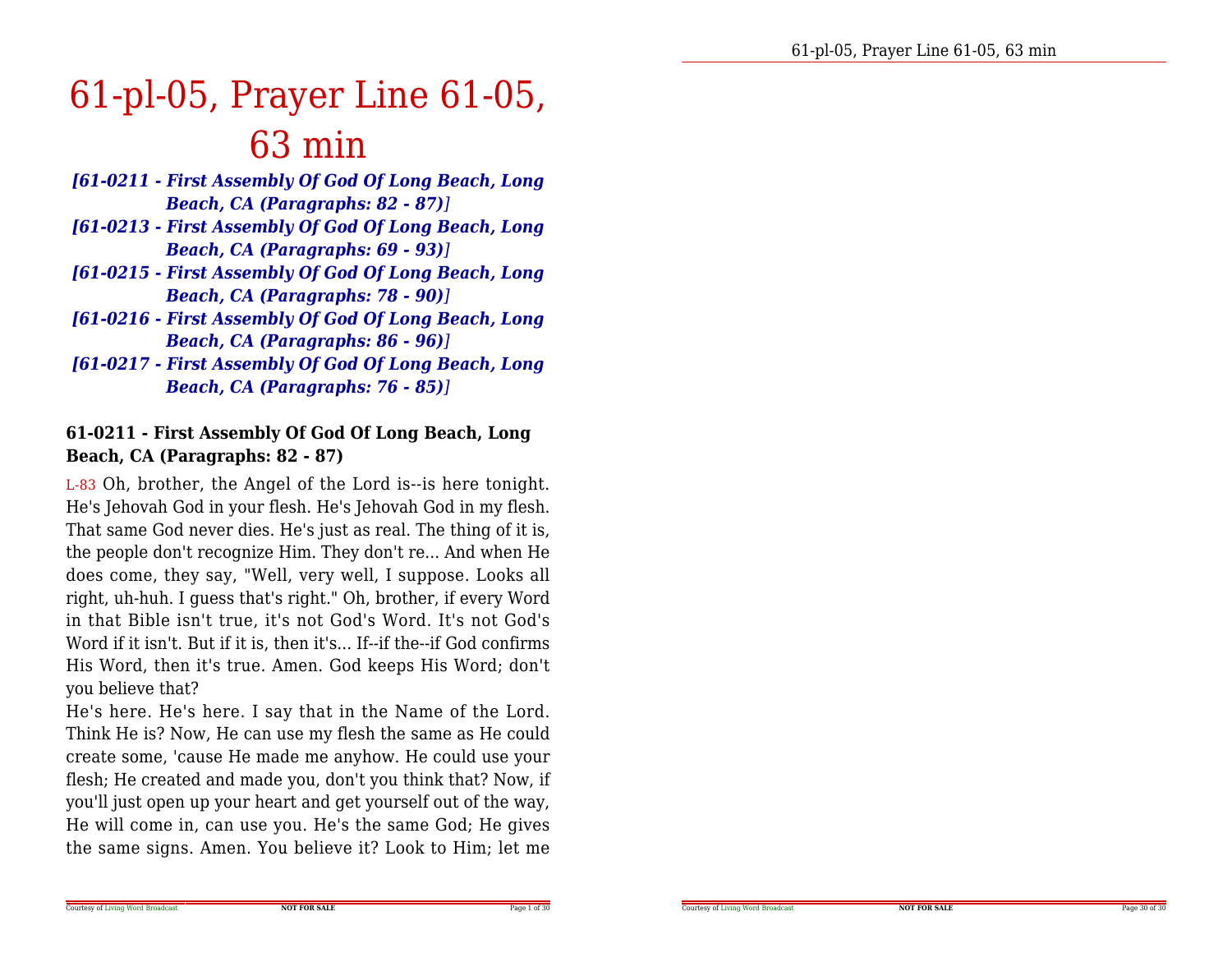# 61-pl-05, Prayer Line 61-05, 63 min

*[61-0211 - First Assembly Of God Of Long Beach, Long Beach, CA (Paragraphs: 82 - 87)]*

*[61-0213 - First Assembly Of God Of Long Beach, Long Beach, CA (Paragraphs: 69 - 93)]*

*[61-0215 - First Assembly Of God Of Long Beach, Long Beach, CA (Paragraphs: 78 - 90)]*

*[61-0216 - First Assembly Of God Of Long Beach, Long Beach, CA (Paragraphs: 86 - 96)]*

*[61-0217 - First Assembly Of God Of Long Beach, Long Beach, CA (Paragraphs: 76 - 85)]*

**61-0211 - First Assembly Of God Of Long Beach, Long Beach, CA (Paragraphs: 82 - 87)**

L-83 Oh, brother, the Angel of the Lord is--is here tonight. He's Jehovah God in your flesh. He's Jehovah God in my flesh. That same God never dies. He's just as real. The thing of it is, the people don't recognize Him. They don't re... And when He does come, they say, "Well, very well, I suppose. Looks all right, uh-huh. I guess that's right." Oh, brother, if every Word in that Bible isn't true, it's not God's Word. It's not God's Word if it isn't. But if it is, then it's... If--if the--if God confirms His Word, then it's true. Amen. God keeps His Word; don't you believe that?

He's here. He's here. I say that in the Name of the Lord. Think He is? Now, He can use my flesh the same as He could create some, 'cause He made me anyhow. He could use your flesh; He created and made you, don't you think that? Now, if you'll just open up your heart and get yourself out of the way, He will come in, can use you. He's the same God; He gives the same signs. Amen. You believe it? Look to Him; let me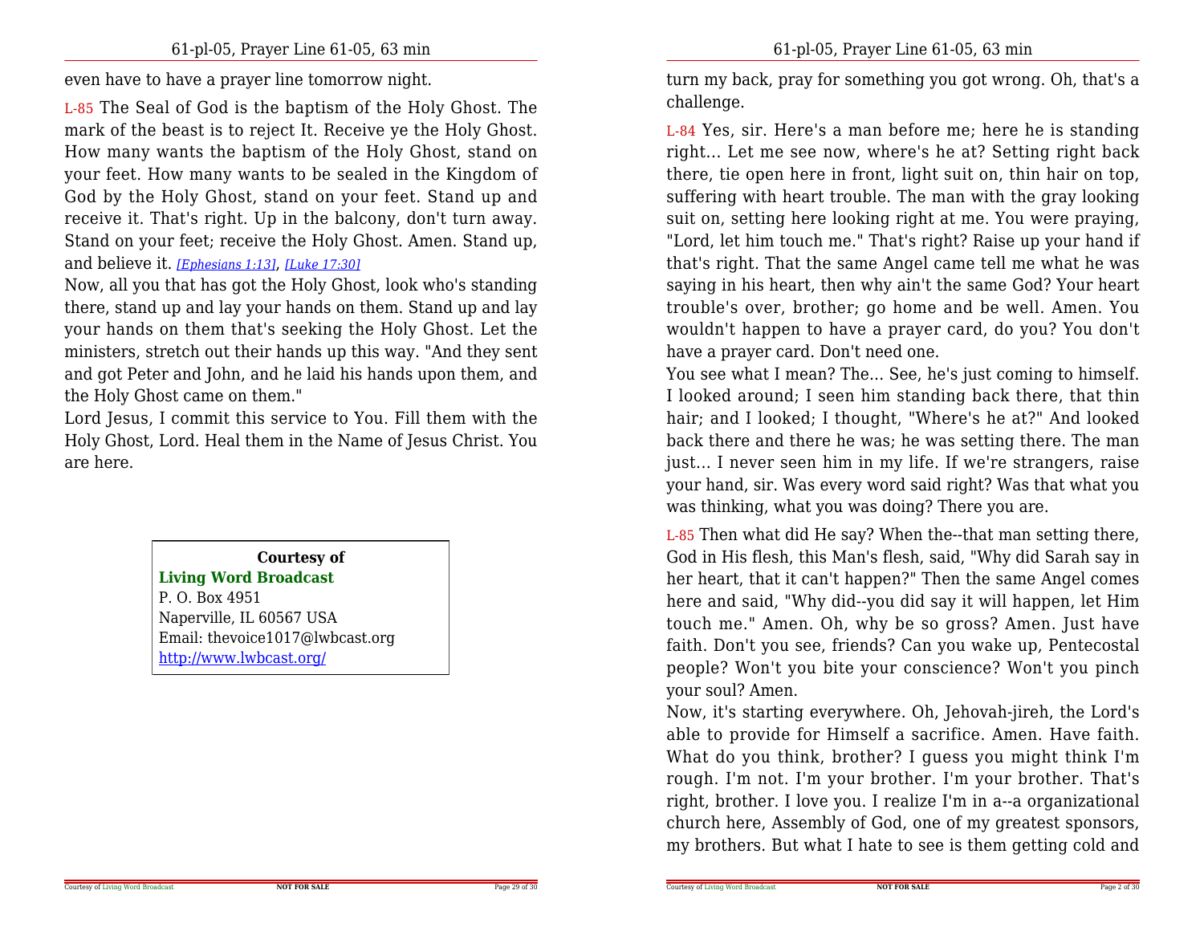even have to have a prayer line tomorrow night.

L-85 The Seal of God is the baptism of the Holy Ghost. The mark of the beast is to reject It. Receive ye the Holy Ghost. How many wants the baptism of the Holy Ghost, stand on your feet. How many wants to be sealed in the Kingdom of God by the Holy Ghost, stand on your feet. Stand up and receive it. That's right. Up in the balcony, don't turn away. Stand on your feet; receive the Holy Ghost. Amen. Stand up, and believe it. *[Ephesians 1:13]*, *[Luke 17:30]*

Now, all you that has got the Holy Ghost, look who's standing there, stand up and lay your hands on them. Stand up and lay your hands on them that's seeking the Holy Ghost. Let the ministers, stretch out their hands up this way. "And they sent and got Peter and John, and he laid his hands upon them, and the Holy Ghost came on them."

Lord Jesus, I commit this service to You. Fill them with the Holy Ghost, Lord. Heal them in the Name of Jesus Christ. You are here.

**Courtesy of**
**Living Word Broadcast**
P. O. Box 4951
Naperville, IL 60567 USA
Email: thevoice1017@lwbcast.org
http://www.lwbcast.org/

turn my back, pray for something you got wrong. Oh, that's a challenge.

L-84 Yes, sir. Here's a man before me; here he is standing right... Let me see now, where's he at? Setting right back there, tie open here in front, light suit on, thin hair on top, suffering with heart trouble. The man with the gray looking suit on, setting here looking right at me. You were praying, "Lord, let him touch me." That's right? Raise up your hand if that's right. That the same Angel came tell me what he was saying in his heart, then why ain't the same God? Your heart trouble's over, brother; go home and be well. Amen. You wouldn't happen to have a prayer card, do you? You don't have a prayer card. Don't need one.

You see what I mean? The... See, he's just coming to himself. I looked around; I seen him standing back there, that thin hair; and I looked; I thought, "Where's he at?" And looked back there and there he was; he was setting there. The man just... I never seen him in my life. If we're strangers, raise your hand, sir. Was every word said right? Was that what you was thinking, what you was doing? There you are.

L-85 Then what did He say? When the--that man setting there, God in His flesh, this Man's flesh, said, "Why did Sarah say in her heart, that it can't happen?" Then the same Angel comes here and said, "Why did--you did say it will happen, let Him touch me." Amen. Oh, why be so gross? Amen. Just have faith. Don't you see, friends? Can you wake up, Pentecostal people? Won't you bite your conscience? Won't you pinch your soul? Amen.

Now, it's starting everywhere. Oh, Jehovah-jireh, the Lord's able to provide for Himself a sacrifice. Amen. Have faith. What do you think, brother? I guess you might think I'm rough. I'm not. I'm your brother. I'm your brother. That's right, brother. I love you. I realize I'm in a--a organizational church here, Assembly of God, one of my greatest sponsors, my brothers. But what I hate to see is them getting cold and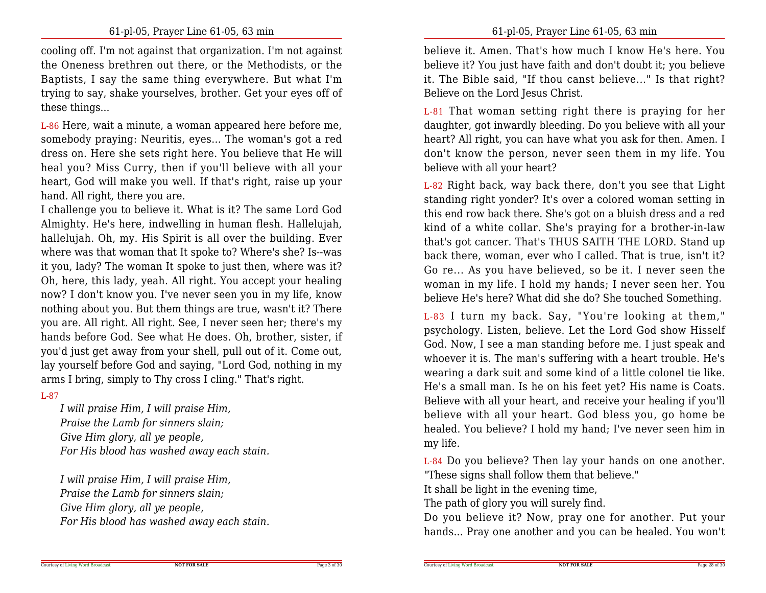cooling off. I'm not against that organization. I'm not against the Oneness brethren out there, or the Methodists, or the Baptists, I say the same thing everywhere. But what I'm trying to say, shake yourselves, brother. Get your eyes off of these things...

L-86 Here, wait a minute, a woman appeared here before me, somebody praying: Neuritis, eyes... The woman's got a red dress on. Here she sets right here. You believe that He will heal you? Miss Curry, then if you'll believe with all your heart, God will make you well. If that's right, raise up your hand. All right, there you are.

I challenge you to believe it. What is it? The same Lord God Almighty. He's here, indwelling in human flesh. Hallelujah, hallelujah. Oh, my. His Spirit is all over the building. Ever where was that woman that It spoke to? Where's she? Is--was it you, lady? The woman It spoke to just then, where was it? Oh, here, this lady, yeah. All right. You accept your healing now? I don't know you. I've never seen you in my life, know nothing about you. But them things are true, wasn't it? There you are. All right. All right. See, I never seen her; there's my hands before God. See what He does. Oh, brother, sister, if you'd just get away from your shell, pull out of it. Come out, lay yourself before God and saying, "Lord God, nothing in my arms I bring, simply to Thy cross I cling." That's right.

L-87

*I will praise Him, I will praise Him,*
*Praise the Lamb for sinners slain;*
*Give Him glory, all ye people,*
*For His blood has washed away each stain.*

*I will praise Him, I will praise Him,*
*Praise the Lamb for sinners slain;*
*Give Him glory, all ye people,*
*For His blood has washed away each stain.*

believe it. Amen. That's how much I know He's here. You believe it? You just have faith and don't doubt it; you believe it. The Bible said, "If thou canst believe..." Is that right? Believe on the Lord Jesus Christ.

L-81 That woman setting right there is praying for her daughter, got inwardly bleeding. Do you believe with all your heart? All right, you can have what you ask for then. Amen. I don't know the person, never seen them in my life. You believe with all your heart?

L-82 Right back, way back there, don't you see that Light standing right yonder? It's over a colored woman setting in this end row back there. She's got on a bluish dress and a red kind of a white collar. She's praying for a brother-in-law that's got cancer. That's THUS SAITH THE LORD. Stand up back there, woman, ever who I called. That is true, isn't it? Go re... As you have believed, so be it. I never seen the woman in my life. I hold my hands; I never seen her. You believe He's here? What did she do? She touched Something.

L-83 I turn my back. Say, "You're looking at them," psychology. Listen, believe. Let the Lord God show Hisself God. Now, I see a man standing before me. I just speak and whoever it is. The man's suffering with a heart trouble. He's wearing a dark suit and some kind of a little colonel tie like. He's a small man. Is he on his feet yet? His name is Coats. Believe with all your heart, and receive your healing if you'll believe with all your heart. God bless you, go home be healed. You believe? I hold my hand; I've never seen him in my life.

L-84 Do you believe? Then lay your hands on one another. "These signs shall follow them that believe."

It shall be light in the evening time,
The path of glory you will surely find.

Do you believe it? Now, pray one for another. Put your hands... Pray one another and you can be healed. You won't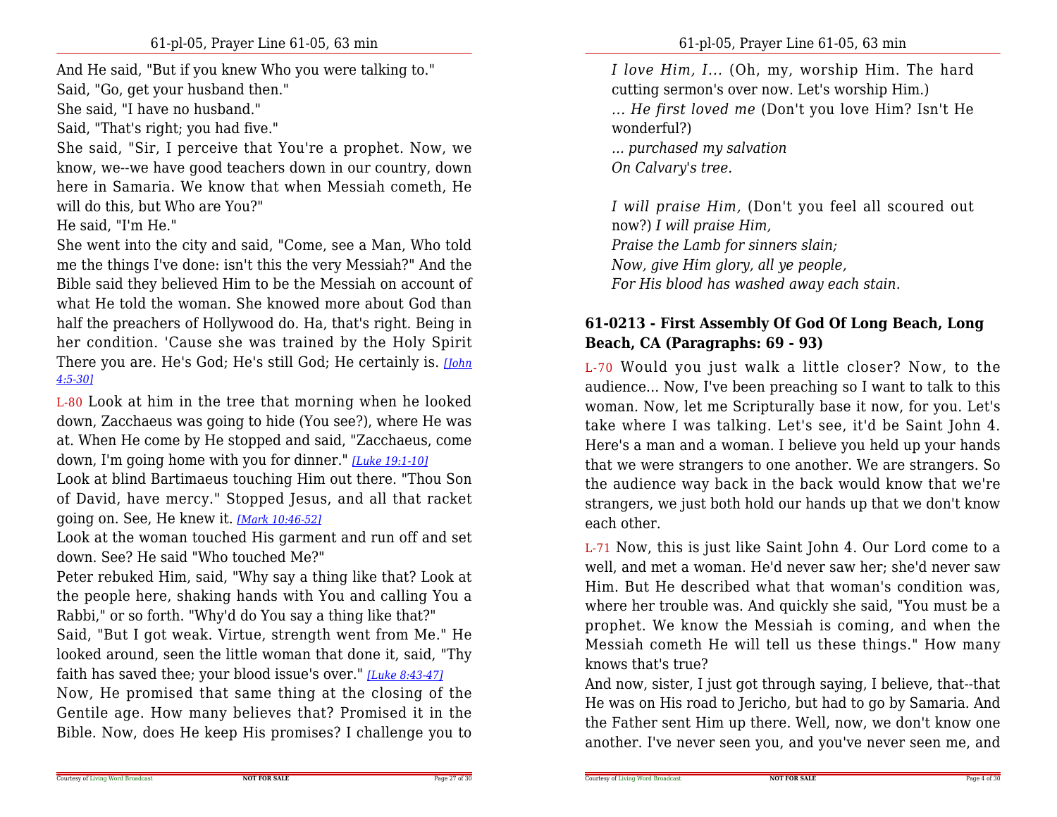And He said, "But if you knew Who you were talking to."
Said, "Go, get your husband then."
She said, "I have no husband."
Said, "That's right; you had five."
She said, "Sir, I perceive that You're a prophet. Now, we know, we--we have good teachers down in our country, down here in Samaria. We know that when Messiah cometh, He will do this, but Who are You?"
He said, "I'm He."
She went into the city and said, "Come, see a Man, Who told me the things I've done: isn't this the very Messiah?" And the Bible said they believed Him to be the Messiah on account of what He told the woman. She knowed more about God than half the preachers of Hollywood do. Ha, that's right. Being in her condition. 'Cause she was trained by the Holy Spirit There you are. He's God; He's still God; He certainly is. *[John 4:5-30]*

L-80 Look at him in the tree that morning when he looked down, Zacchaeus was going to hide (You see?), where He was at. When He come by He stopped and said, "Zacchaeus, come down, I'm going home with you for dinner." *[Luke 19:1-10]*
Look at blind Bartimaeus touching Him out there. "Thou Son of David, have mercy." Stopped Jesus, and all that racket going on. See, He knew it. *[Mark 10:46-52]*
Look at the woman touched His garment and run off and set down. See? He said "Who touched Me?"
Peter rebuked Him, said, "Why say a thing like that? Look at the people here, shaking hands with You and calling You a Rabbi," or so forth. "Why'd do You say a thing like that?"
Said, "But I got weak. Virtue, strength went from Me." He looked around, seen the little woman that done it, said, "Thy faith has saved thee; your blood issue's over." *[Luke 8:43-47]*
Now, He promised that same thing at the closing of the Gentile age. How many believes that? Promised it in the Bible. Now, does He keep His promises? I challenge you to

*I love Him, I...* (Oh, my, worship Him. The hard cutting sermon's over now. Let's worship Him.)
*... He first loved me* (Don't you love Him? Isn't He wonderful?)
*... purchased my salvation*
*On Calvary's tree.*

*I will praise Him,* (Don't you feel all scoured out now?) *I will praise Him,*
*Praise the Lamb for sinners slain;*
*Now, give Him glory, all ye people,*
*For His blood has washed away each stain.*

### 61-0213 - First Assembly Of God Of Long Beach, Long Beach, CA (Paragraphs: 69 - 93)

L-70 Would you just walk a little closer? Now, to the audience... Now, I've been preaching so I want to talk to this woman. Now, let me Scripturally base it now, for you. Let's take where I was talking. Let's see, it'd be Saint John 4. Here's a man and a woman. I believe you held up your hands that we were strangers to one another. We are strangers. So the audience way back in the back would know that we're strangers, we just both hold our hands up that we don't know each other.

L-71 Now, this is just like Saint John 4. Our Lord come to a well, and met a woman. He'd never saw her; she'd never saw Him. But He described what that woman's condition was, where her trouble was. And quickly she said, "You must be a prophet. We know the Messiah is coming, and when the Messiah cometh He will tell us these things." How many knows that's true?
And now, sister, I just got through saying, I believe, that--that He was on His road to Jericho, but had to go by Samaria. And the Father sent Him up there. Well, now, we don't know one another. I've never seen you, and you've never seen me, and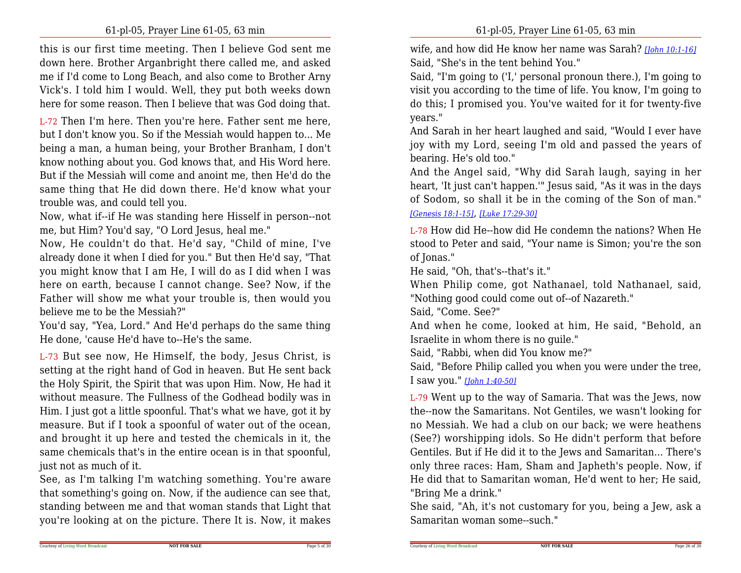this is our first time meeting. Then I believe God sent me down here. Brother Arganbright there called me, and asked me if I'd come to Long Beach, and also come to Brother Arny Vick's. I told him I would. Well, they put both weeks down here for some reason. Then I believe that was God doing that.

L-72 Then I'm here. Then you're here. Father sent me here, but I don't know you. So if the Messiah would happen to... Me being a man, a human being, your Brother Branham, I don't know nothing about you. God knows that, and His Word here. But if the Messiah will come and anoint me, then He'd do the same thing that He did down there. He'd know what your trouble was, and could tell you.

Now, what if--if He was standing here Hisself in person--not me, but Him? You'd say, "O Lord Jesus, heal me."

Now, He couldn't do that. He'd say, "Child of mine, I've already done it when I died for you." But then He'd say, "That you might know that I am He, I will do as I did when I was here on earth, because I cannot change. See? Now, if the Father will show me what your trouble is, then would you believe me to be the Messiah?"

You'd say, "Yea, Lord." And He'd perhaps do the same thing He done, 'cause He'd have to--He's the same.

L-73 But see now, He Himself, the body, Jesus Christ, is setting at the right hand of God in heaven. But He sent back the Holy Spirit, the Spirit that was upon Him. Now, He had it without measure. The Fullness of the Godhead bodily was in Him. I just got a little spoonful. That's what we have, got it by measure. But if I took a spoonful of water out of the ocean, and brought it up here and tested the chemicals in it, the same chemicals that's in the entire ocean is in that spoonful, just not as much of it.

See, as I'm talking I'm watching something. You're aware that something's going on. Now, if the audience can see that, standing between me and that woman stands that Light that you're looking at on the picture. There It is. Now, it makes

wife, and how did He know her name was Sarah? [John 10:1-16]

Said, "She's in the tent behind You."

Said, "I'm going to ('I,' personal pronoun there.), I'm going to visit you according to the time of life. You know, I'm going to do this; I promised you. You've waited for it for twenty-five years."

And Sarah in her heart laughed and said, "Would I ever have joy with my Lord, seeing I'm old and passed the years of bearing. He's old too."

And the Angel said, "Why did Sarah laugh, saying in her heart, 'It just can't happen.'" Jesus said, "As it was in the days of Sodom, so shall it be in the coming of the Son of man." [Genesis 18:1-15], [Luke 17:29-30]

L-78 How did He--how did He condemn the nations? When He stood to Peter and said, "Your name is Simon; you're the son of Jonas."

He said, "Oh, that's--that's it."

When Philip come, got Nathanael, told Nathanael, said, "Nothing good could come out of--of Nazareth."

Said, "Come. See?"

And when he come, looked at him, He said, "Behold, an Israelite in whom there is no guile."

Said, "Rabbi, when did You know me?"

Said, "Before Philip called you when you were under the tree, I saw you." [John 1:40-50]

L-79 Went up to the way of Samaria. That was the Jews, now the--now the Samaritans. Not Gentiles, we wasn't looking for no Messiah. We had a club on our back; we were heathens (See?) worshipping idols. So He didn't perform that before Gentiles. But if He did it to the Jews and Samaritan... There's only three races: Ham, Sham and Japheth's people. Now, if He did that to Samaritan woman, He'd went to her; He said, "Bring Me a drink."

She said, "Ah, it's not customary for you, being a Jew, ask a Samaritan woman some--such."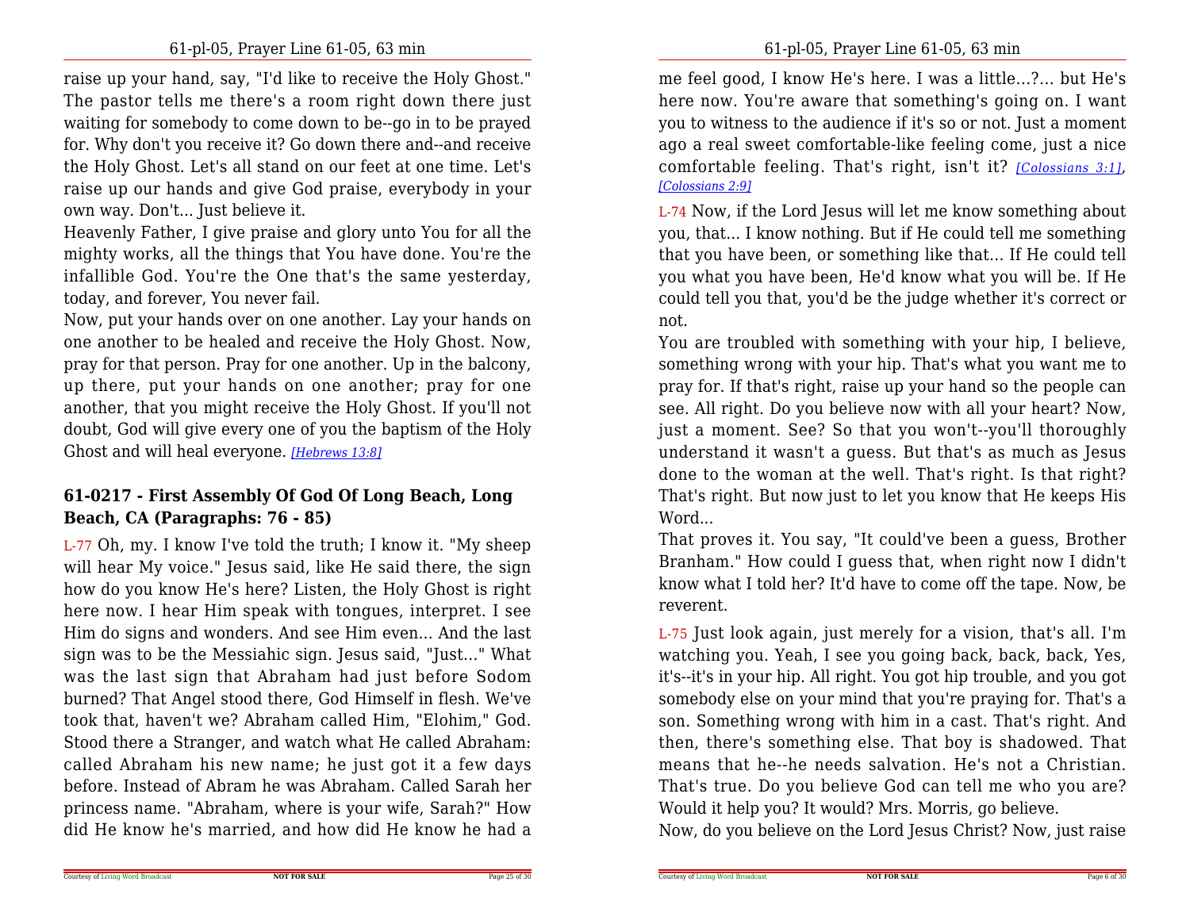raise up your hand, say, "I'd like to receive the Holy Ghost." The pastor tells me there's a room right down there just waiting for somebody to come down to be--go in to be prayed for. Why don't you receive it? Go down there and--and receive the Holy Ghost. Let's all stand on our feet at one time. Let's raise up our hands and give God praise, everybody in your own way. Don't... Just believe it.

Heavenly Father, I give praise and glory unto You for all the mighty works, all the things that You have done. You're the infallible God. You're the One that's the same yesterday, today, and forever, You never fail.

Now, put your hands over on one another. Lay your hands on one another to be healed and receive the Holy Ghost. Now, pray for that person. Pray for one another. Up in the balcony, up there, put your hands on one another; pray for one another, that you might receive the Holy Ghost. If you'll not doubt, God will give every one of you the baptism of the Holy Ghost and will heal everyone. *[Hebrews 13:8]*

### 61-0217 - First Assembly Of God Of Long Beach, Long Beach, CA (Paragraphs: 76 - 85)

L-77 Oh, my. I know I've told the truth; I know it. "My sheep will hear My voice." Jesus said, like He said there, the sign how do you know He's here? Listen, the Holy Ghost is right here now. I hear Him speak with tongues, interpret. I see Him do signs and wonders. And see Him even... And the last sign was to be the Messiahic sign. Jesus said, "Just..." What was the last sign that Abraham had just before Sodom burned? That Angel stood there, God Himself in flesh. We've took that, haven't we? Abraham called Him, "Elohim," God. Stood there a Stranger, and watch what He called Abraham: called Abraham his new name; he just got it a few days before. Instead of Abram he was Abraham. Called Sarah her princess name. "Abraham, where is your wife, Sarah?" How did He know he's married, and how did He know he had a

me feel good, I know He's here. I was a little...?... but He's here now. You're aware that something's going on. I want you to witness to the audience if it's so or not. Just a moment ago a real sweet comfortable-like feeling come, just a nice comfortable feeling. That's right, isn't it? *[Colossians 3:1]*, *[Colossians 2:9]*

L-74 Now, if the Lord Jesus will let me know something about you, that... I know nothing. But if He could tell me something that you have been, or something like that... If He could tell you what you have been, He'd know what you will be. If He could tell you that, you'd be the judge whether it's correct or not.

You are troubled with something with your hip, I believe, something wrong with your hip. That's what you want me to pray for. If that's right, raise up your hand so the people can see. All right. Do you believe now with all your heart? Now, just a moment. See? So that you won't--you'll thoroughly understand it wasn't a guess. But that's as much as Jesus done to the woman at the well. That's right. Is that right? That's right. But now just to let you know that He keeps His Word...

That proves it. You say, "It could've been a guess, Brother Branham." How could I guess that, when right now I didn't know what I told her? It'd have to come off the tape. Now, be reverent.

L-75 Just look again, just merely for a vision, that's all. I'm watching you. Yeah, I see you going back, back, back, Yes, it's--it's in your hip. All right. You got hip trouble, and you got somebody else on your mind that you're praying for. That's a son. Something wrong with him in a cast. That's right. And then, there's something else. That boy is shadowed. That means that he--he needs salvation. He's not a Christian. That's true. Do you believe God can tell me who you are? Would it help you? It would? Mrs. Morris, go believe.

Now, do you believe on the Lord Jesus Christ? Now, just raise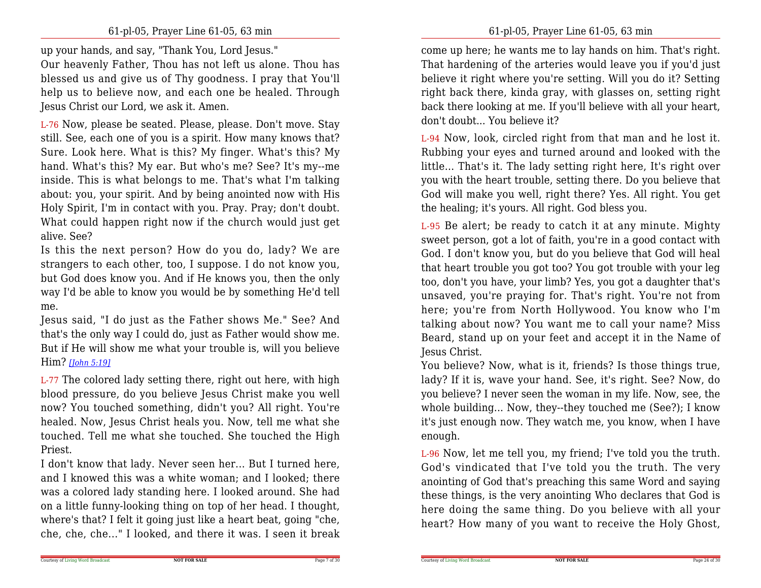up your hands, and say, "Thank You, Lord Jesus."

Our heavenly Father, Thou has not left us alone. Thou has blessed us and give us of Thy goodness. I pray that You'll help us to believe now, and each one be healed. Through Jesus Christ our Lord, we ask it. Amen.

L-76 Now, please be seated. Please, please. Don't move. Stay still. See, each one of you is a spirit. How many knows that? Sure. Look here. What is this? My finger. What's this? My hand. What's this? My ear. But who's me? See? It's my--me inside. This is what belongs to me. That's what I'm talking about: you, your spirit. And by being anointed now with His Holy Spirit, I'm in contact with you. Pray. Pray; don't doubt. What could happen right now if the church would just get alive. See?

Is this the next person? How do you do, lady? We are strangers to each other, too, I suppose. I do not know you, but God does know you. And if He knows you, then the only way I'd be able to know you would be by something He'd tell me.

Jesus said, "I do just as the Father shows Me." See? And that's the only way I could do, just as Father would show me. But if He will show me what your trouble is, will you believe Him? *[John 5:19]*

L-77 The colored lady setting there, right out here, with high blood pressure, do you believe Jesus Christ make you well now? You touched something, didn't you? All right. You're healed. Now, Jesus Christ heals you. Now, tell me what she touched. Tell me what she touched. She touched the High Priest.

I don't know that lady. Never seen her... But I turned here, and I knowed this was a white woman; and I looked; there was a colored lady standing here. I looked around. She had on a little funny-looking thing on top of her head. I thought, where's that? I felt it going just like a heart beat, going "che, che, che, che..." I looked, and there it was. I seen it break

come up here; he wants me to lay hands on him. That's right. That hardening of the arteries would leave you if you'd just believe it right where you're setting. Will you do it? Setting right back there, kinda gray, with glasses on, setting right back there looking at me. If you'll believe with all your heart, don't doubt... You believe it?

L-94 Now, look, circled right from that man and he lost it. Rubbing your eyes and turned around and looked with the little... That's it. The lady setting right here, It's right over you with the heart trouble, setting there. Do you believe that God will make you well, right there? Yes. All right. You get the healing; it's yours. All right. God bless you.

L-95 Be alert; be ready to catch it at any minute. Mighty sweet person, got a lot of faith, you're in a good contact with God. I don't know you, but do you believe that God will heal that heart trouble you got too? You got trouble with your leg too, don't you have, your limb? Yes, you got a daughter that's unsaved, you're praying for. That's right. You're not from here; you're from North Hollywood. You know who I'm talking about now? You want me to call your name? Miss Beard, stand up on your feet and accept it in the Name of Jesus Christ.

You believe? Now, what is it, friends? Is those things true, lady? If it is, wave your hand. See, it's right. See? Now, do you believe? I never seen the woman in my life. Now, see, the whole building... Now, they--they touched me (See?); I know it's just enough now. They watch me, you know, when I have enough.

L-96 Now, let me tell you, my friend; I've told you the truth. God's vindicated that I've told you the truth. The very anointing of God that's preaching this same Word and saying these things, is the very anointing Who declares that God is here doing the same thing. Do you believe with all your heart? How many of you want to receive the Holy Ghost,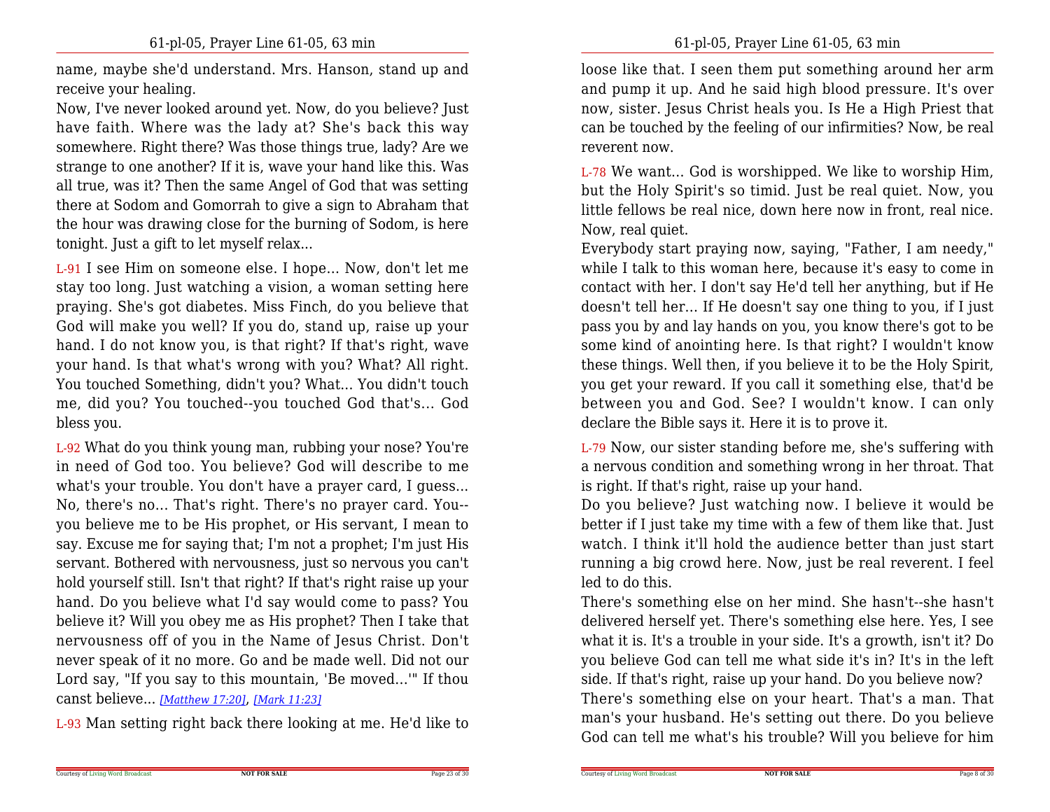name, maybe she'd understand. Mrs. Hanson, stand up and receive your healing.

Now, I've never looked around yet. Now, do you believe? Just have faith. Where was the lady at? She's back this way somewhere. Right there? Was those things true, lady? Are we strange to one another? If it is, wave your hand like this. Was all true, was it? Then the same Angel of God that was setting there at Sodom and Gomorrah to give a sign to Abraham that the hour was drawing close for the burning of Sodom, is here tonight. Just a gift to let myself relax...

L-91 I see Him on someone else. I hope... Now, don't let me stay too long. Just watching a vision, a woman setting here praying. She's got diabetes. Miss Finch, do you believe that God will make you well? If you do, stand up, raise up your hand. I do not know you, is that right? If that's right, wave your hand. Is that what's wrong with you? What? All right. You touched Something, didn't you? What... You didn't touch me, did you? You touched--you touched God that's... God bless you.

L-92 What do you think young man, rubbing your nose? You're in need of God too. You believe? God will describe to me what's your trouble. You don't have a prayer card, I guess... No, there's no... That's right. There's no prayer card. You--you believe me to be His prophet, or His servant, I mean to say. Excuse me for saying that; I'm not a prophet; I'm just His servant. Bothered with nervousness, just so nervous you can't hold yourself still. Isn't that right? If that's right raise up your hand. Do you believe what I'd say would come to pass? You believe it? Will you obey me as His prophet? Then I take that nervousness off of you in the Name of Jesus Christ. Don't never speak of it no more. Go and be made well. Did not our Lord say, "If you say to this mountain, 'Be moved...'" If thou canst believe... *[Matthew 17:20]*, *[Mark 11:23]*

L-93 Man setting right back there looking at me. He'd like to

loose like that. I seen them put something around her arm and pump it up. And he said high blood pressure. It's over now, sister. Jesus Christ heals you. Is He a High Priest that can be touched by the feeling of our infirmities? Now, be real reverent now.

L-78 We want... God is worshipped. We like to worship Him, but the Holy Spirit's so timid. Just be real quiet. Now, you little fellows be real nice, down here now in front, real nice. Now, real quiet.

Everybody start praying now, saying, "Father, I am needy," while I talk to this woman here, because it's easy to come in contact with her. I don't say He'd tell her anything, but if He doesn't tell her... If He doesn't say one thing to you, if I just pass you by and lay hands on you, you know there's got to be some kind of anointing here. Is that right? I wouldn't know these things. Well then, if you believe it to be the Holy Spirit, you get your reward. If you call it something else, that'd be between you and God. See? I wouldn't know. I can only declare the Bible says it. Here it is to prove it.

L-79 Now, our sister standing before me, she's suffering with a nervous condition and something wrong in her throat. That is right. If that's right, raise up your hand.

Do you believe? Just watching now. I believe it would be better if I just take my time with a few of them like that. Just watch. I think it'll hold the audience better than just start running a big crowd here. Now, just be real reverent. I feel led to do this.

There's something else on her mind. She hasn't--she hasn't delivered herself yet. There's something else here. Yes, I see what it is. It's a trouble in your side. It's a growth, isn't it? Do you believe God can tell me what side it's in? It's in the left side. If that's right, raise up your hand. Do you believe now?

There's something else on your heart. That's a man. That man's your husband. He's setting out there. Do you believe God can tell me what's his trouble? Will you believe for him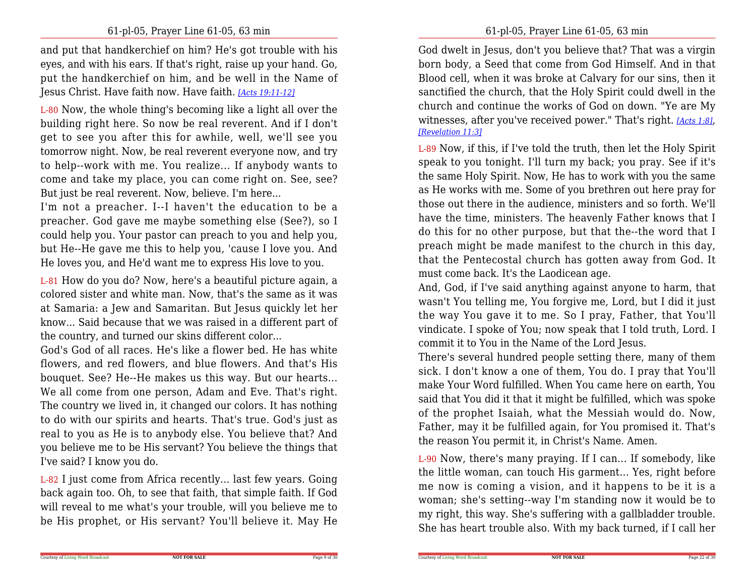and put that handkerchief on him? He's got trouble with his eyes, and with his ears. If that's right, raise up your hand. Go, put the handkerchief on him, and be well in the Name of Jesus Christ. Have faith now. Have faith. [Acts 19:11-12]

L-80 Now, the whole thing's becoming like a light all over the building right here. So now be real reverent. And if I don't get to see you after this for awhile, well, we'll see you tomorrow night. Now, be real reverent everyone now, and try to help--work with me. You realize... If anybody wants to come and take my place, you can come right on. See, see? But just be real reverent. Now, believe. I'm here...

I'm not a preacher. I--I haven't the education to be a preacher. God gave me maybe something else (See?), so I could help you. Your pastor can preach to you and help you, but He--He gave me this to help you, 'cause I love you. And He loves you, and He'd want me to express His love to you.

L-81 How do you do? Now, here's a beautiful picture again, a colored sister and white man. Now, that's the same as it was at Samaria: a Jew and Samaritan. But Jesus quickly let her know... Said because that we was raised in a different part of the country, and turned our skins different color...

God's God of all races. He's like a flower bed. He has white flowers, and red flowers, and blue flowers. And that's His bouquet. See? He--He makes us this way. But our hearts... We all come from one person, Adam and Eve. That's right. The country we lived in, it changed our colors. It has nothing to do with our spirits and hearts. That's true. God's just as real to you as He is to anybody else. You believe that? And you believe me to be His servant? You believe the things that I've said? I know you do.

L-82 I just come from Africa recently... last few years. Going back again too. Oh, to see that faith, that simple faith. If God will reveal to me what's your trouble, will you believe me to be His prophet, or His servant? You'll believe it. May He

God dwelt in Jesus, don't you believe that? That was a virgin born body, a Seed that come from God Himself. And in that Blood cell, when it was broke at Calvary for our sins, then it sanctified the church, that the Holy Spirit could dwell in the church and continue the works of God on down. "Ye are My witnesses, after you've received power." That's right. [Acts 1:8], [Revelation 11:3]

L-89 Now, if this, if I've told the truth, then let the Holy Spirit speak to you tonight. I'll turn my back; you pray. See if it's the same Holy Spirit. Now, He has to work with you the same as He works with me. Some of you brethren out here pray for those out there in the audience, ministers and so forth. We'll have the time, ministers. The heavenly Father knows that I do this for no other purpose, but that the--the word that I preach might be made manifest to the church in this day, that the Pentecostal church has gotten away from God. It must come back. It's the Laodicean age.

And, God, if I've said anything against anyone to harm, that wasn't You telling me, You forgive me, Lord, but I did it just the way You gave it to me. So I pray, Father, that You'll vindicate. I spoke of You; now speak that I told truth, Lord. I commit it to You in the Name of the Lord Jesus.

There's several hundred people setting there, many of them sick. I don't know a one of them, You do. I pray that You'll make Your Word fulfilled. When You came here on earth, You said that You did it that it might be fulfilled, which was spoke of the prophet Isaiah, what the Messiah would do. Now, Father, may it be fulfilled again, for You promised it. That's the reason You permit it, in Christ's Name. Amen.

L-90 Now, there's many praying. If I can... If somebody, like the little woman, can touch His garment... Yes, right before me now is coming a vision, and it happens to be it is a woman; she's setting--way I'm standing now it would be to my right, this way. She's suffering with a gallbladder trouble. She has heart trouble also. With my back turned, if I call her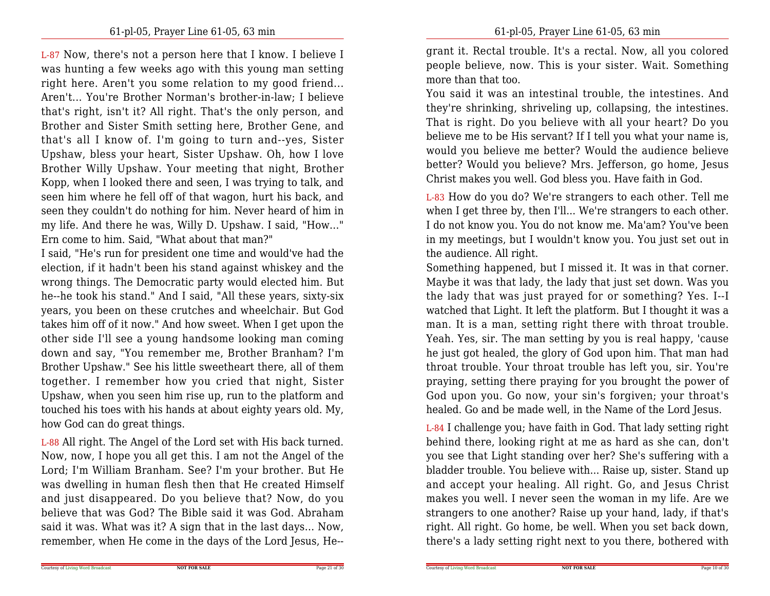L-87 Now, there's not a person here that I know. I believe I was hunting a few weeks ago with this young man setting right here. Aren't you some relation to my good friend... Aren't... You're Brother Norman's brother-in-law; I believe that's right, isn't it? All right. That's the only person, and Brother and Sister Smith setting here, Brother Gene, and that's all I know of. I'm going to turn and--yes, Sister Upshaw, bless your heart, Sister Upshaw. Oh, how I love Brother Willy Upshaw. Your meeting that night, Brother Kopp, when I looked there and seen, I was trying to talk, and seen him where he fell off of that wagon, hurt his back, and seen they couldn't do nothing for him. Never heard of him in my life. And there he was, Willy D. Upshaw. I said, "How..." Ern come to him. Said, "What about that man?"

I said, "He's run for president one time and would've had the election, if it hadn't been his stand against whiskey and the wrong things. The Democratic party would elected him. But he--he took his stand." And I said, "All these years, sixty-six years, you been on these crutches and wheelchair. But God takes him off of it now." And how sweet. When I get upon the other side I'll see a young handsome looking man coming down and say, "You remember me, Brother Branham? I'm Brother Upshaw." See his little sweetheart there, all of them together. I remember how you cried that night, Sister Upshaw, when you seen him rise up, run to the platform and touched his toes with his hands at about eighty years old. My, how God can do great things.

L-88 All right. The Angel of the Lord set with His back turned. Now, now, I hope you all get this. I am not the Angel of the Lord; I'm William Branham. See? I'm your brother. But He was dwelling in human flesh then that He created Himself and just disappeared. Do you believe that? Now, do you believe that was God? The Bible said it was God. Abraham said it was. What was it? A sign that in the last days... Now, remember, when He come in the days of the Lord Jesus, He--

grant it. Rectal trouble. It's a rectal. Now, all you colored people believe, now. This is your sister. Wait. Something more than that too.

You said it was an intestinal trouble, the intestines. And they're shrinking, shriveling up, collapsing, the intestines. That is right. Do you believe with all your heart? Do you believe me to be His servant? If I tell you what your name is, would you believe me better? Would the audience believe better? Would you believe? Mrs. Jefferson, go home, Jesus Christ makes you well. God bless you. Have faith in God.

L-83 How do you do? We're strangers to each other. Tell me when I get three by, then I'll... We're strangers to each other. I do not know you. You do not know me. Ma'am? You've been in my meetings, but I wouldn't know you. You just set out in the audience. All right.

Something happened, but I missed it. It was in that corner. Maybe it was that lady, the lady that just set down. Was you the lady that was just prayed for or something? Yes. I--I watched that Light. It left the platform. But I thought it was a man. It is a man, setting right there with throat trouble. Yeah. Yes, sir. The man setting by you is real happy, 'cause he just got healed, the glory of God upon him. That man had throat trouble. Your throat trouble has left you, sir. You're praying, setting there praying for you brought the power of God upon you. Go now, your sin's forgiven; your throat's healed. Go and be made well, in the Name of the Lord Jesus.

L-84 I challenge you; have faith in God. That lady setting right behind there, looking right at me as hard as she can, don't you see that Light standing over her? She's suffering with a bladder trouble. You believe with... Raise up, sister. Stand up and accept your healing. All right. Go, and Jesus Christ makes you well. I never seen the woman in my life. Are we strangers to one another? Raise up your hand, lady, if that's right. All right. Go home, be well. When you set back down, there's a lady setting right next to you there, bothered with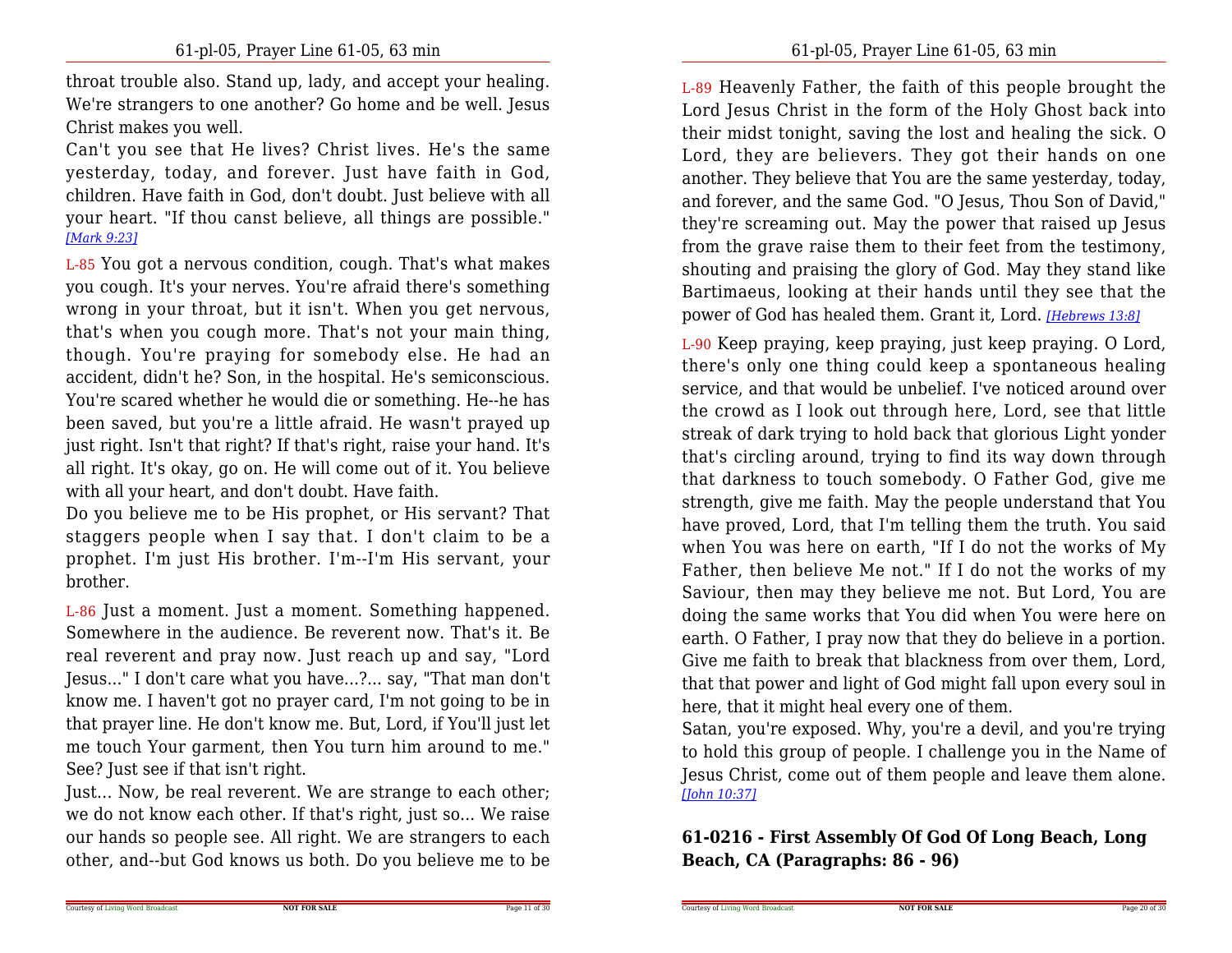throat trouble also. Stand up, lady, and accept your healing. We're strangers to one another? Go home and be well. Jesus Christ makes you well.

Can't you see that He lives? Christ lives. He's the same yesterday, today, and forever. Just have faith in God, children. Have faith in God, don't doubt. Just believe with all your heart. "If thou canst believe, all things are possible." *[Mark 9:23]*

L-85 You got a nervous condition, cough. That's what makes you cough. It's your nerves. You're afraid there's something wrong in your throat, but it isn't. When you get nervous, that's when you cough more. That's not your main thing, though. You're praying for somebody else. He had an accident, didn't he? Son, in the hospital. He's semiconscious. You're scared whether he would die or something. He--he has been saved, but you're a little afraid. He wasn't prayed up just right. Isn't that right? If that's right, raise your hand. It's all right. It's okay, go on. He will come out of it. You believe with all your heart, and don't doubt. Have faith.

Do you believe me to be His prophet, or His servant? That staggers people when I say that. I don't claim to be a prophet. I'm just His brother. I'm--I'm His servant, your brother.

L-86 Just a moment. Just a moment. Something happened. Somewhere in the audience. Be reverent now. That's it. Be real reverent and pray now. Just reach up and say, "Lord Jesus..." I don't care what you have...?... say, "That man don't know me. I haven't got no prayer card, I'm not going to be in that prayer line. He don't know me. But, Lord, if You'll just let me touch Your garment, then You turn him around to me." See? Just see if that isn't right.

Just... Now, be real reverent. We are strange to each other; we do not know each other. If that's right, just so... We raise our hands so people see. All right. We are strangers to each other, and--but God knows us both. Do you believe me to be

L-89 Heavenly Father, the faith of this people brought the Lord Jesus Christ in the form of the Holy Ghost back into their midst tonight, saving the lost and healing the sick. O Lord, they are believers. They got their hands on one another. They believe that You are the same yesterday, today, and forever, and the same God. "O Jesus, Thou Son of David," they're screaming out. May the power that raised up Jesus from the grave raise them to their feet from the testimony, shouting and praising the glory of God. May they stand like Bartimaeus, looking at their hands until they see that the power of God has healed them. Grant it, Lord. *[Hebrews 13:8]*

L-90 Keep praying, keep praying, just keep praying. O Lord, there's only one thing could keep a spontaneous healing service, and that would be unbelief. I've noticed around over the crowd as I look out through here, Lord, see that little streak of dark trying to hold back that glorious Light yonder that's circling around, trying to find its way down through that darkness to touch somebody. O Father God, give me strength, give me faith. May the people understand that You have proved, Lord, that I'm telling them the truth. You said when You was here on earth, "If I do not the works of My Father, then believe Me not." If I do not the works of my Saviour, then may they believe me not. But Lord, You are doing the same works that You did when You were here on earth. O Father, I pray now that they do believe in a portion. Give me faith to break that blackness from over them, Lord, that that power and light of God might fall upon every soul in here, that it might heal every one of them.

Satan, you're exposed. Why, you're a devil, and you're trying to hold this group of people. I challenge you in the Name of Jesus Christ, come out of them people and leave them alone. *[John 10:37]*

### 61-0216 - First Assembly Of God Of Long Beach, Long Beach, CA (Paragraphs: 86 - 96)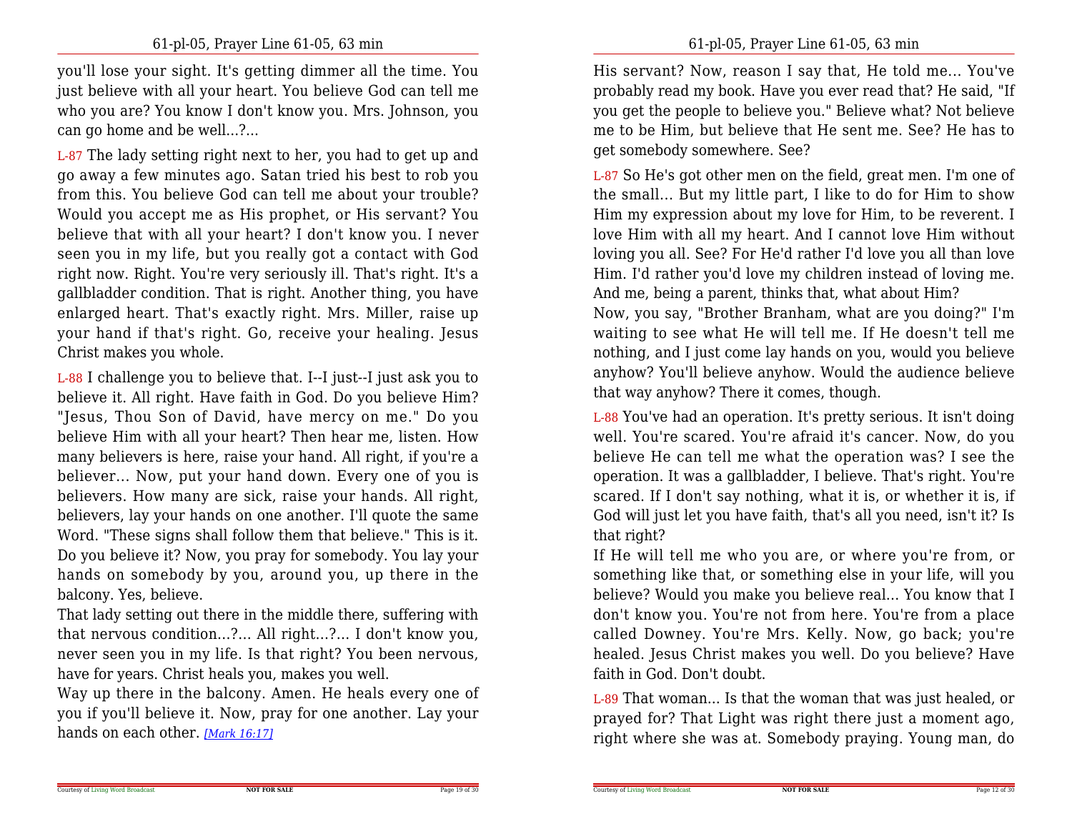you'll lose your sight. It's getting dimmer all the time. You just believe with all your heart. You believe God can tell me who you are? You know I don't know you. Mrs. Johnson, you can go home and be well...?...

L-87 The lady setting right next to her, you had to get up and go away a few minutes ago. Satan tried his best to rob you from this. You believe God can tell me about your trouble? Would you accept me as His prophet, or His servant? You believe that with all your heart? I don't know you. I never seen you in my life, but you really got a contact with God right now. Right. You're very seriously ill. That's right. It's a gallbladder condition. That is right. Another thing, you have enlarged heart. That's exactly right. Mrs. Miller, raise up your hand if that's right. Go, receive your healing. Jesus Christ makes you whole.

L-88 I challenge you to believe that. I--I just--I just ask you to believe it. All right. Have faith in God. Do you believe Him? "Jesus, Thou Son of David, have mercy on me." Do you believe Him with all your heart? Then hear me, listen. How many believers is here, raise your hand. All right, if you're a believer… Now, put your hand down. Every one of you is believers. How many are sick, raise your hands. All right, believers, lay your hands on one another. I'll quote the same Word. "These signs shall follow them that believe." This is it. Do you believe it? Now, you pray for somebody. You lay your hands on somebody by you, around you, up there in the balcony. Yes, believe.

That lady setting out there in the middle there, suffering with that nervous condition...?... All right...?... I don't know you, never seen you in my life. Is that right? You been nervous, have for years. Christ heals you, makes you well.

Way up there in the balcony. Amen. He heals every one of you if you'll believe it. Now, pray for one another. Lay your hands on each other. *[Mark 16:17]*

His servant? Now, reason I say that, He told me… You've probably read my book. Have you ever read that? He said, "If you get the people to believe you." Believe what? Not believe me to be Him, but believe that He sent me. See? He has to get somebody somewhere. See?

L-87 So He's got other men on the field, great men. I'm one of the small… But my little part, I like to do for Him to show Him my expression about my love for Him, to be reverent. I love Him with all my heart. And I cannot love Him without loving you all. See? For He'd rather I'd love you all than love Him. I'd rather you'd love my children instead of loving me. And me, being a parent, thinks that, what about Him?

Now, you say, "Brother Branham, what are you doing?" I'm waiting to see what He will tell me. If He doesn't tell me nothing, and I just come lay hands on you, would you believe anyhow? You'll believe anyhow. Would the audience believe that way anyhow? There it comes, though.

L-88 You've had an operation. It's pretty serious. It isn't doing well. You're scared. You're afraid it's cancer. Now, do you believe He can tell me what the operation was? I see the operation. It was a gallbladder, I believe. That's right. You're scared. If I don't say nothing, what it is, or whether it is, if God will just let you have faith, that's all you need, isn't it? Is that right?

If He will tell me who you are, or where you're from, or something like that, or something else in your life, will you believe? Would you make you believe real... You know that I don't know you. You're not from here. You're from a place called Downey. You're Mrs. Kelly. Now, go back; you're healed. Jesus Christ makes you well. Do you believe? Have faith in God. Don't doubt.

L-89 That woman... Is that the woman that was just healed, or prayed for? That Light was right there just a moment ago, right where she was at. Somebody praying. Young man, do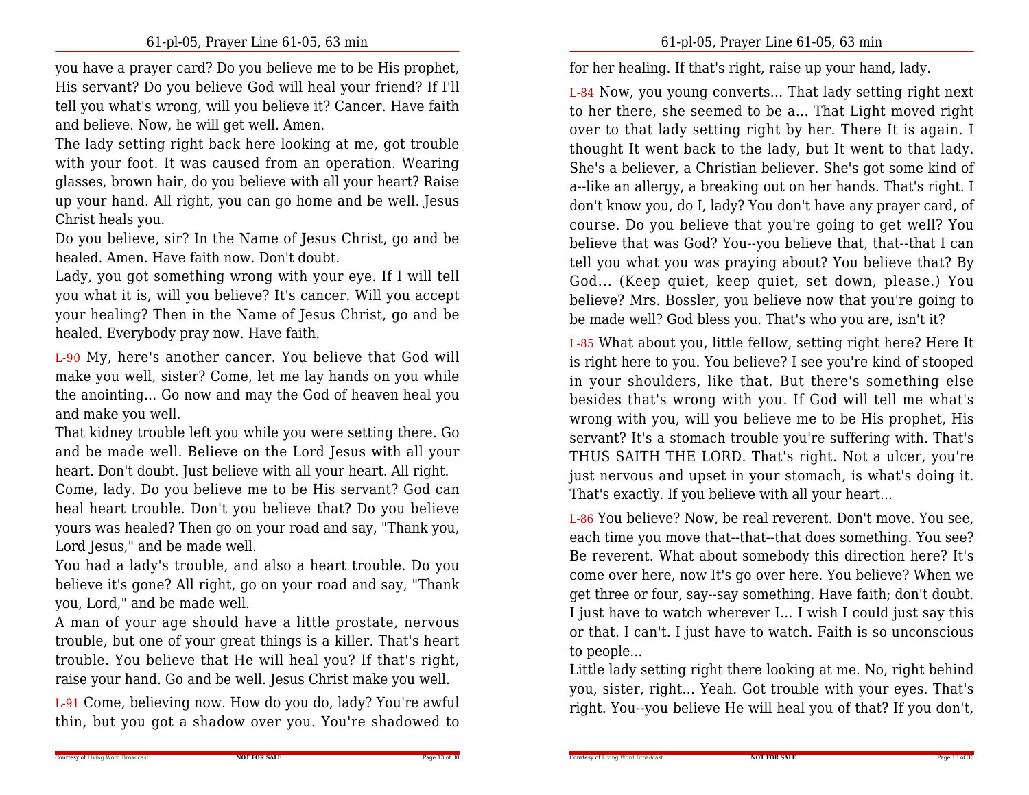you have a prayer card? Do you believe me to be His prophet, His servant? Do you believe God will heal your friend? If I'll tell you what's wrong, will you believe it? Cancer. Have faith and believe. Now, he will get well. Amen.

The lady setting right back here looking at me, got trouble with your foot. It was caused from an operation. Wearing glasses, brown hair, do you believe with all your heart? Raise up your hand. All right, you can go home and be well. Jesus Christ heals you.

Do you believe, sir? In the Name of Jesus Christ, go and be healed. Amen. Have faith now. Don't doubt.

Lady, you got something wrong with your eye. If I will tell you what it is, will you believe? It's cancer. Will you accept your healing? Then in the Name of Jesus Christ, go and be healed. Everybody pray now. Have faith.

L-90 My, here's another cancer. You believe that God will make you well, sister? Come, let me lay hands on you while the anointing... Go now and may the God of heaven heal you and make you well.

That kidney trouble left you while you were setting there. Go and be made well. Believe on the Lord Jesus with all your heart. Don't doubt. Just believe with all your heart. All right.

Come, lady. Do you believe me to be His servant? God can heal heart trouble. Don't you believe that? Do you believe yours was healed? Then go on your road and say, "Thank you, Lord Jesus," and be made well.

You had a lady's trouble, and also a heart trouble. Do you believe it's gone? All right, go on your road and say, "Thank you, Lord," and be made well.

A man of your age should have a little prostate, nervous trouble, but one of your great things is a killer. That's heart trouble. You believe that He will heal you? If that's right, raise your hand. Go and be well. Jesus Christ make you well.

L-91 Come, believing now. How do you do, lady? You're awful thin, but you got a shadow over you. You're shadowed to

for her healing. If that's right, raise up your hand, lady.

L-84 Now, you young converts... That lady setting right next to her there, she seemed to be a... That Light moved right over to that lady setting right by her. There It is again. I thought It went back to the lady, but It went to that lady. She's a believer, a Christian believer. She's got some kind of a--like an allergy, a breaking out on her hands. That's right. I don't know you, do I, lady? You don't have any prayer card, of course. Do you believe that you're going to get well? You believe that was God? You--you believe that, that--that I can tell you what you was praying about? You believe that? By God... (Keep quiet, keep quiet, set down, please.) You believe? Mrs. Bossler, you believe now that you're going to be made well? God bless you. That's who you are, isn't it?

L-85 What about you, little fellow, setting right here? Here It is right here to you. You believe? I see you're kind of stooped in your shoulders, like that. But there's something else besides that's wrong with you. If God will tell me what's wrong with you, will you believe me to be His prophet, His servant? It's a stomach trouble you're suffering with. That's THUS SAITH THE LORD. That's right. Not a ulcer, you're just nervous and upset in your stomach, is what's doing it. That's exactly. If you believe with all your heart...

L-86 You believe? Now, be real reverent. Don't move. You see, each time you move that--that--that does something. You see? Be reverent. What about somebody this direction here? It's come over here, now It's go over here. You believe? When we get three or four, say--say something. Have faith; don't doubt. I just have to watch wherever I... I wish I could just say this or that. I can't. I just have to watch. Faith is so unconscious to people...

Little lady setting right there looking at me. No, right behind you, sister, right... Yeah. Got trouble with your eyes. That's right. You--you believe He will heal you of that? If you don't,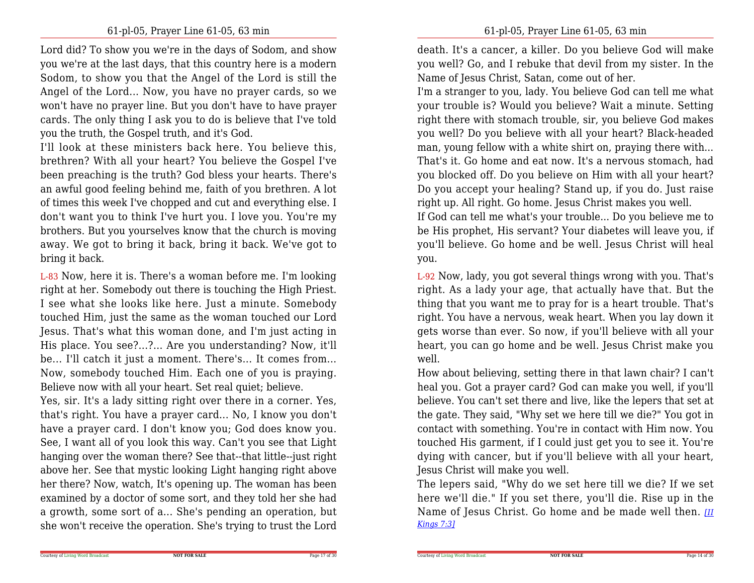Lord did? To show you we're in the days of Sodom, and show you we're at the last days, that this country here is a modern Sodom, to show you that the Angel of the Lord is still the Angel of the Lord... Now, you have no prayer cards, so we won't have no prayer line. But you don't have to have prayer cards. The only thing I ask you to do is believe that I've told you the truth, the Gospel truth, and it's God.

I'll look at these ministers back here. You believe this, brethren? With all your heart? You believe the Gospel I've been preaching is the truth? God bless your hearts. There's an awful good feeling behind me, faith of you brethren. A lot of times this week I've chopped and cut and everything else. I don't want you to think I've hurt you. I love you. You're my brothers. But you yourselves know that the church is moving away. We got to bring it back, bring it back. We've got to bring it back.

L-83 Now, here it is. There's a woman before me. I'm looking right at her. Somebody out there is touching the High Priest. I see what she looks like here. Just a minute. Somebody touched Him, just the same as the woman touched our Lord Jesus. That's what this woman done, and I'm just acting in His place. You see?...?... Are you understanding? Now, it'll be... I'll catch it just a moment. There's... It comes from... Now, somebody touched Him. Each one of you is praying. Believe now with all your heart. Set real quiet; believe.

Yes, sir. It's a lady sitting right over there in a corner. Yes, that's right. You have a prayer card... No, I know you don't have a prayer card. I don't know you; God does know you. See, I want all of you look this way. Can't you see that Light hanging over the woman there? See that--that little--just right above her. See that mystic looking Light hanging right above her there? Now, watch, It's opening up. The woman has been examined by a doctor of some sort, and they told her she had a growth, some sort of a... She's pending an operation, but she won't receive the operation. She's trying to trust the Lord

death. It's a cancer, a killer. Do you believe God will make you well? Go, and I rebuke that devil from my sister. In the Name of Jesus Christ, Satan, come out of her.

I'm a stranger to you, lady. You believe God can tell me what your trouble is? Would you believe? Wait a minute. Setting right there with stomach trouble, sir, you believe God makes you well? Do you believe with all your heart? Black-headed man, young fellow with a white shirt on, praying there with... That's it. Go home and eat now. It's a nervous stomach, had you blocked off. Do you believe on Him with all your heart? Do you accept your healing? Stand up, if you do. Just raise right up. All right. Go home. Jesus Christ makes you well.

If God can tell me what's your trouble... Do you believe me to be His prophet, His servant? Your diabetes will leave you, if you'll believe. Go home and be well. Jesus Christ will heal you.

L-92 Now, lady, you got several things wrong with you. That's right. As a lady your age, that actually have that. But the thing that you want me to pray for is a heart trouble. That's right. You have a nervous, weak heart. When you lay down it gets worse than ever. So now, if you'll believe with all your heart, you can go home and be well. Jesus Christ make you well.

How about believing, setting there in that lawn chair? I can't heal you. Got a prayer card? God can make you well, if you'll believe. You can't set there and live, like the lepers that set at the gate. They said, "Why set we here till we die?" You got in contact with something. You're in contact with Him now. You touched His garment, if I could just get you to see it. You're dying with cancer, but if you'll believe with all your heart, Jesus Christ will make you well.

The lepers said, "Why do we set here till we die? If we set here we'll die." If you set there, you'll die. Rise up in the Name of Jesus Christ. Go home and be made well then. [II Kings 7:3]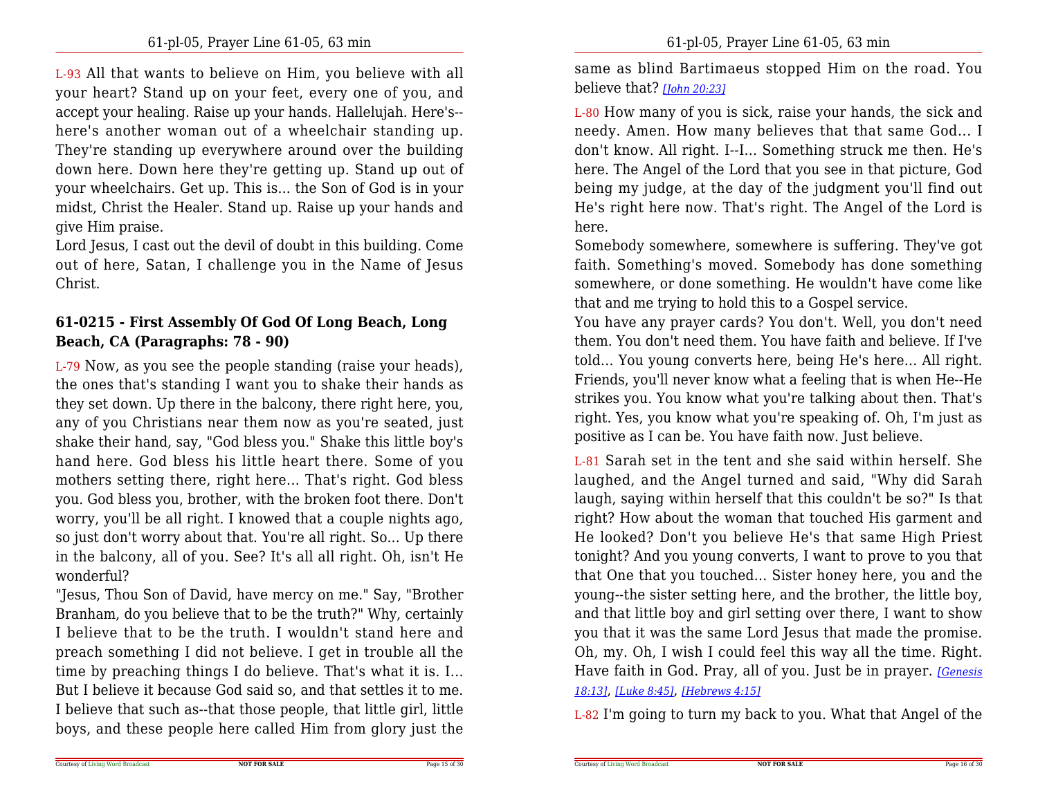L-93 All that wants to believe on Him, you believe with all your heart? Stand up on your feet, every one of you, and accept your healing. Raise up your hands. Hallelujah. Here's--here's another woman out of a wheelchair standing up. They're standing up everywhere around over the building down here. Down here they're getting up. Stand up out of your wheelchairs. Get up. This is... the Son of God is in your midst, Christ the Healer. Stand up. Raise up your hands and give Him praise.

Lord Jesus, I cast out the devil of doubt in this building. Come out of here, Satan, I challenge you in the Name of Jesus Christ.

### 61-0215 - First Assembly Of God Of Long Beach, Long Beach, CA (Paragraphs: 78 - 90)

L-79 Now, as you see the people standing (raise your heads), the ones that's standing I want you to shake their hands as they set down. Up there in the balcony, there right here, you, any of you Christians near them now as you're seated, just shake their hand, say, "God bless you." Shake this little boy's hand here. God bless his little heart there. Some of you mothers setting there, right here... That's right. God bless you. God bless you, brother, with the broken foot there. Don't worry, you'll be all right. I knowed that a couple nights ago, so just don't worry about that. You're all right. So... Up there in the balcony, all of you. See? It's all all right. Oh, isn't He wonderful?

"Jesus, Thou Son of David, have mercy on me." Say, "Brother Branham, do you believe that to be the truth?" Why, certainly I believe that to be the truth. I wouldn't stand here and preach something I did not believe. I get in trouble all the time by preaching things I do believe. That's what it is. I... But I believe it because God said so, and that settles it to me. I believe that such as--that those people, that little girl, little boys, and these people here called Him from glory just the same as blind Bartimaeus stopped Him on the road. You believe that? [John 20:23]

L-80 How many of you is sick, raise your hands, the sick and needy. Amen. How many believes that that same God... I don't know. All right. I--I... Something struck me then. He's here. The Angel of the Lord that you see in that picture, God being my judge, at the day of the judgment you'll find out He's right here now. That's right. The Angel of the Lord is here.

Somebody somewhere, somewhere is suffering. They've got faith. Something's moved. Somebody has done something somewhere, or done something. He wouldn't have come like that and me trying to hold this to a Gospel service.

You have any prayer cards? You don't. Well, you don't need them. You don't need them. You have faith and believe. If I've told... You young converts here, being He's here... All right. Friends, you'll never know what a feeling that is when He--He strikes you. You know what you're talking about then. That's right. Yes, you know what you're speaking of. Oh, I'm just as positive as I can be. You have faith now. Just believe.

L-81 Sarah set in the tent and she said within herself. She laughed, and the Angel turned and said, "Why did Sarah laugh, saying within herself that this couldn't be so?" Is that right? How about the woman that touched His garment and He looked? Don't you believe He's that same High Priest tonight? And you young converts, I want to prove to you that that One that you touched... Sister honey here, you and the young--the sister setting here, and the brother, the little boy, and that little boy and girl setting over there, I want to show you that it was the same Lord Jesus that made the promise. Oh, my. Oh, I wish I could feel this way all the time. Right. Have faith in God. Pray, all of you. Just be in prayer. [Genesis 18:13], [Luke 8:45], [Hebrews 4:15]

L-82 I'm going to turn my back to you. What that Angel of the